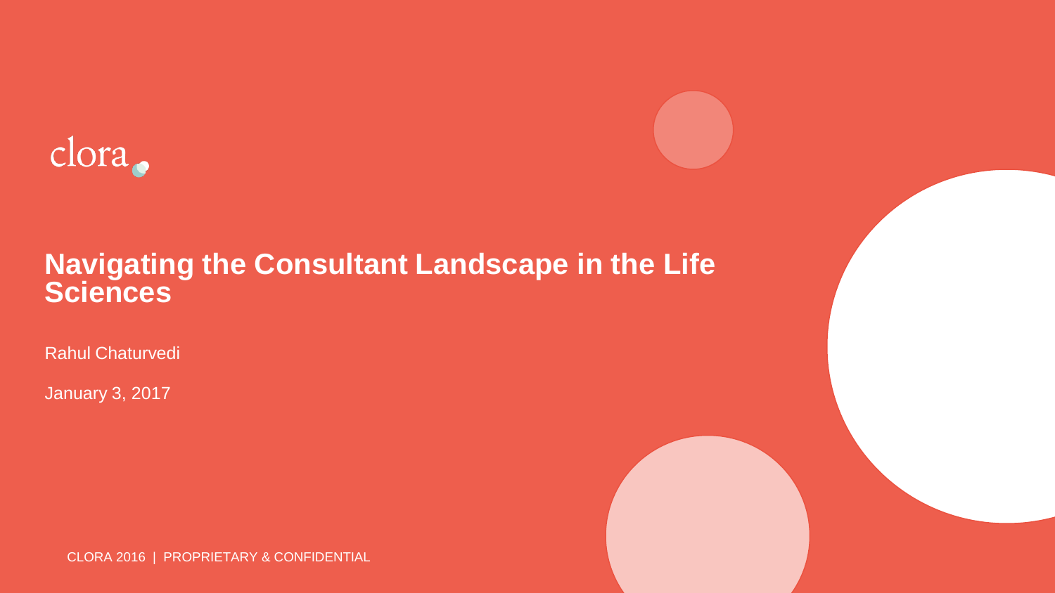clora

# Navigating the Consultant Landscape in the Life Sciences

Rahul Chaturvedi

January 3, 2017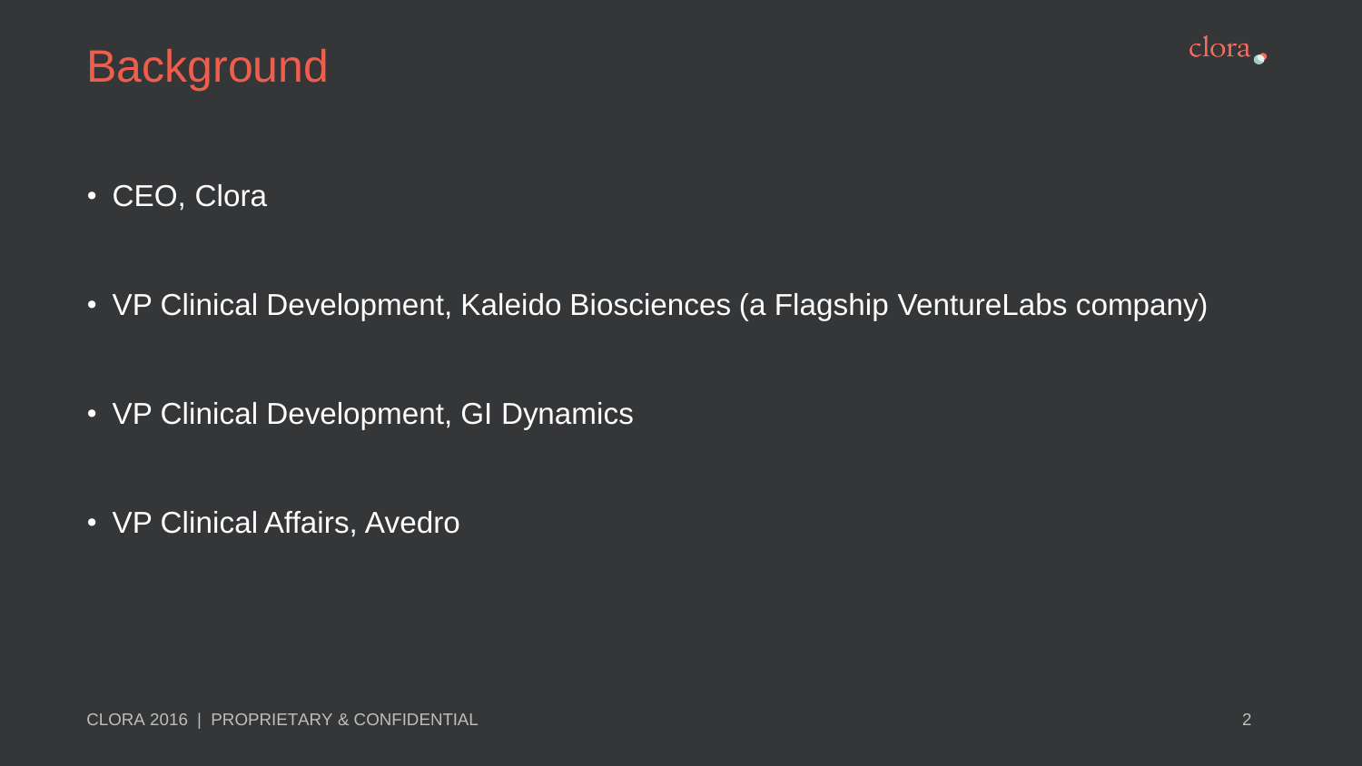# Background

- CEO, Clora
- VP Clinical Development, Kaleido Biosciences (a Flagship VentureLabs company)
- VP Clinical Development, GI Dynamics
- VP Clinical Affairs, Avedro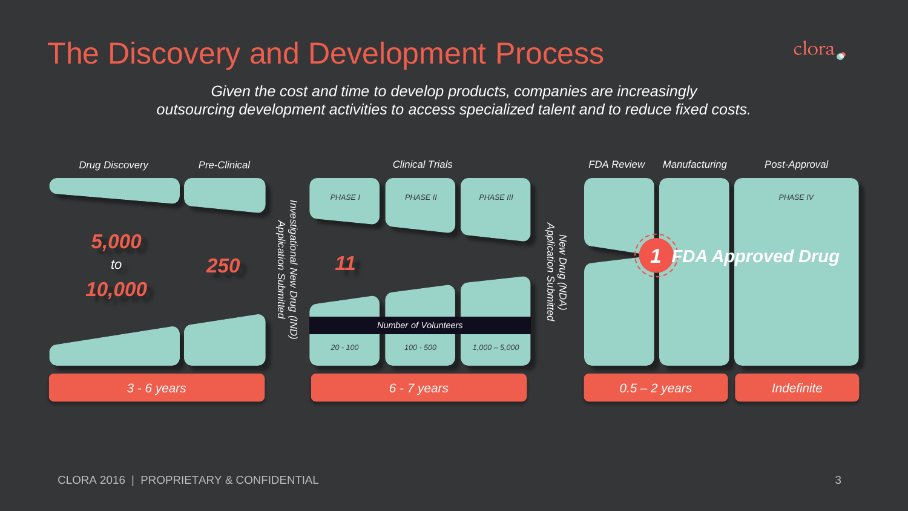# The Discovery and Development Process

*Given the cost and time to develop products, companies are increasingly outsourcing development activities to access specialized talent and to reduce fixed costs.*

| Drug Discovery | Pre-Clinical | | Clinical Trials | | | | FDA Review | Manufacturing | Post-Approval |
|---|---|---|---|---|---|---|---|---|---|
| | | | PHASE I | PHASE II | PHASE III | | | | PHASE IV |
| **5,000** to **10,000** | **250** | *Investigational New Drug (IND) Application Submitted* | **11** | | | *New Drug (NDA) Application Submitted* | **1 FDA Approved Drug** | | |
| | | | *Number of Volunteers* | | | | | | |
| | | | 20 - 100 | 100 - 500 | 1,000 – 5,000 | | | | |
| *3 - 6 years* | | | *6 - 7 years* | | | | *0.5 – 2 years* | | *Indefinite* |

CLORA 2016 | PROPRIETARY & CONFIDENTIAL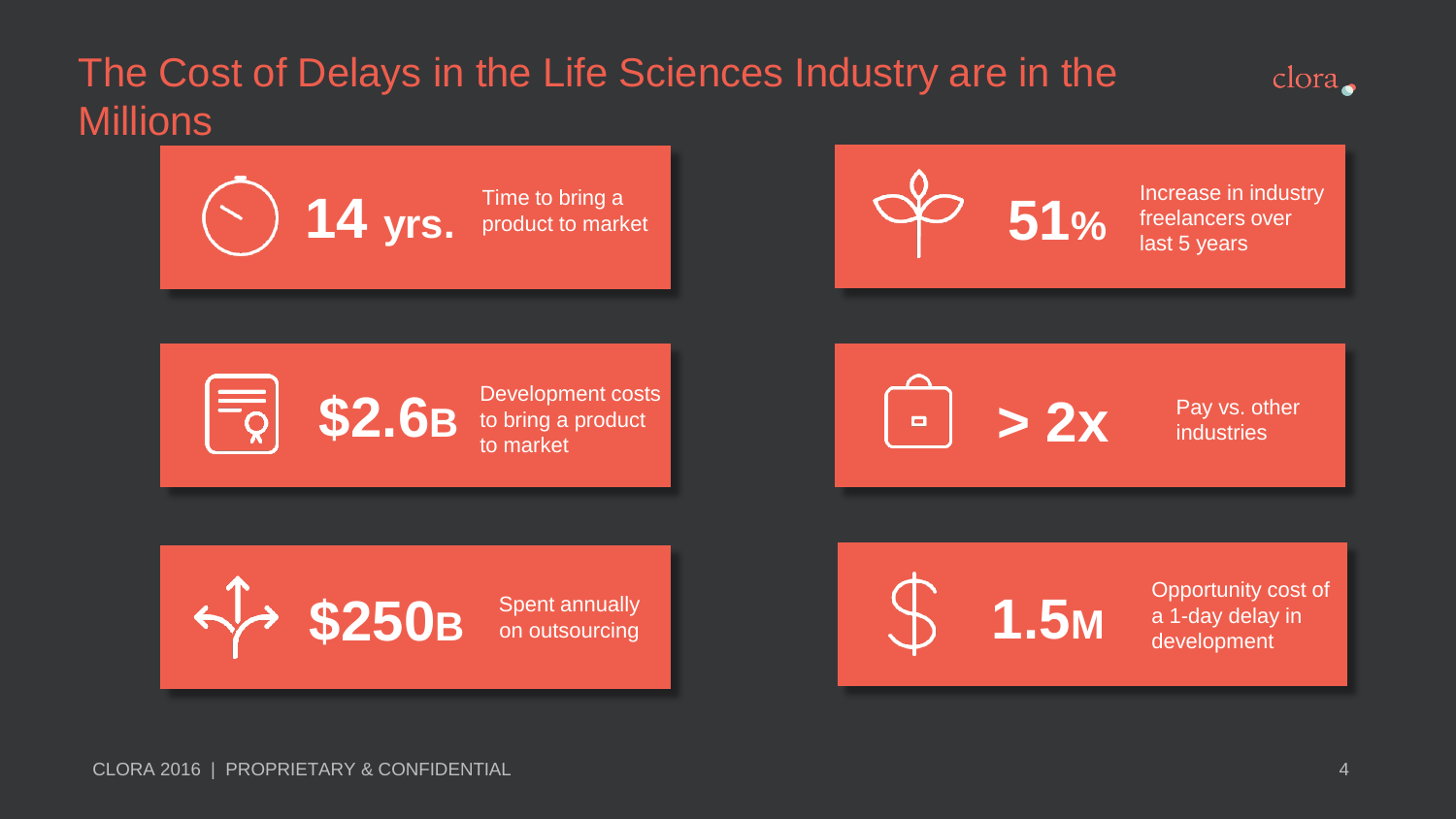# The Cost of Delays in the Life Sciences Industry are in the Millions

**14 yrs.** Time to bring a product to market

**51%** Increase in industry freelancers over last 5 years

**$2.6B** Development costs to bring a product to market

**> 2x** Pay vs. other industries

**$250B** Spent annually on outsourcing

**1.5M** Opportunity cost of a 1-day delay in development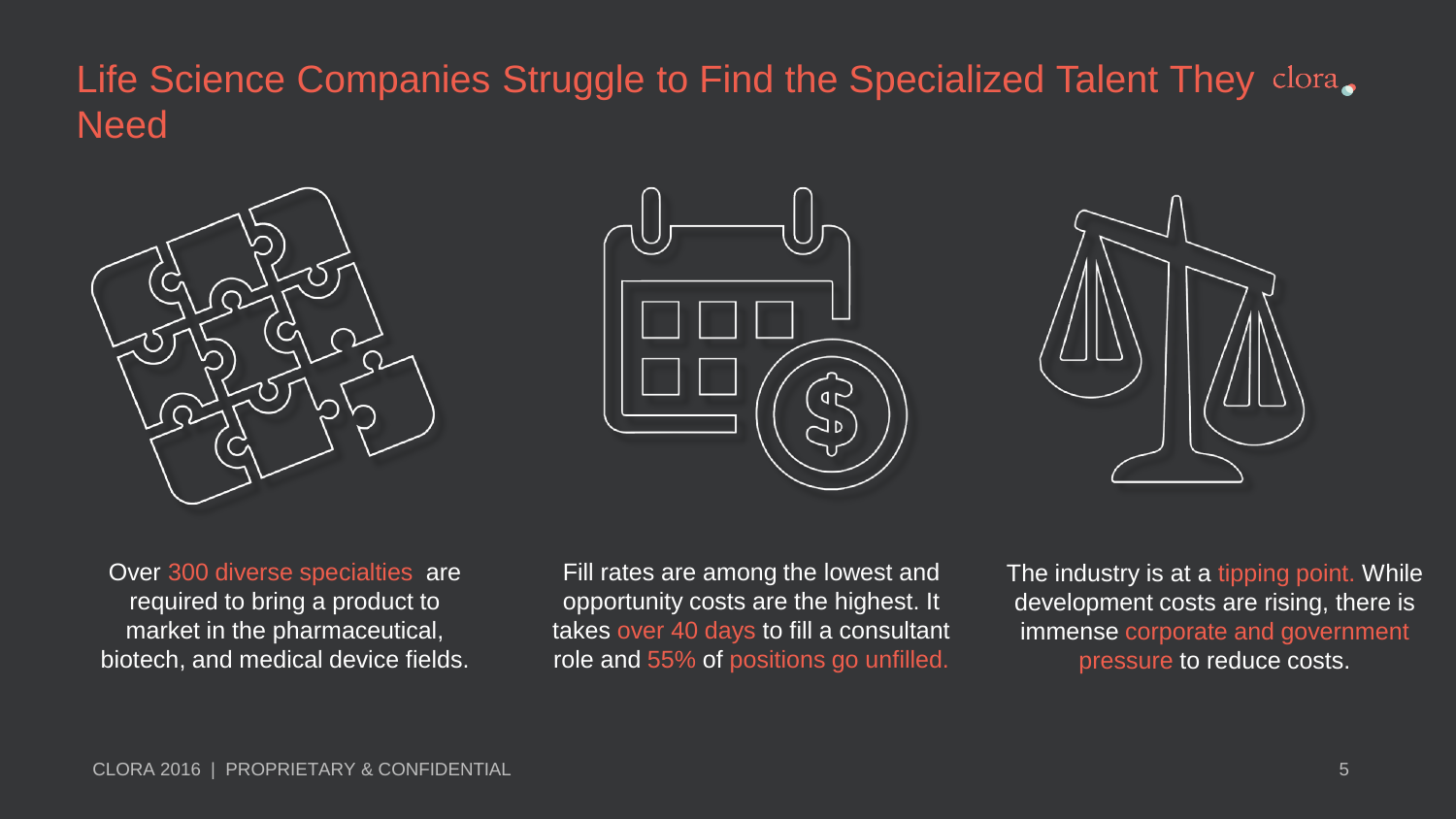# Life Science Companies Struggle to Find the Specialized Talent They Need

Over 300 diverse specialties are required to bring a product to market in the pharmaceutical, biotech, and medical device fields.

Fill rates are among the lowest and opportunity costs are the highest. It takes over 40 days to fill a consultant role and 55% of positions go unfilled.

The industry is at a tipping point. While development costs are rising, there is immense corporate and government pressure to reduce costs.

CLORA 2016 | PROPRIETARY & CONFIDENTIAL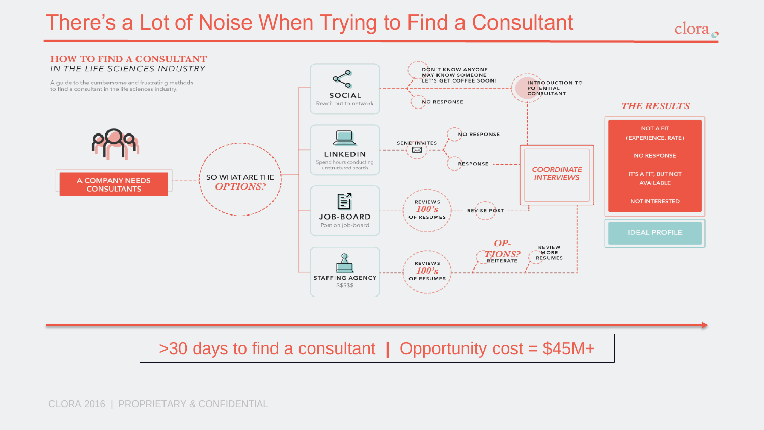# There's a Lot of Noise When Trying to Find a Consultant

## HOW TO FIND A CONSULTANT

*IN THE LIFE SCIENCES INDUSTRY*

A guide to the cumbersome and frustrating methods to find a consultant in the life sciences industry.

A COMPANY NEEDS CONSULTANTS

SO WHAT ARE THE *OPTIONS?*

**SOCIAL** – Reach out to network
- DON'T KNOW ANYONE / MAY KNOW SOMEONE / LET'S GET COFFEE SOON!
- NO RESPONSE
- INTRODUCTION TO POTENTIAL CONSULTANT

**LINKEDIN** – Spend hours conducting unstructured search
- SEND INVITES
- NO RESPONSE
- RESPONSE

**JOB-BOARD** – Post on job-board
- REVIEWS *100's* OF RESUMES
- REVISE POST

**STAFFING AGENCY** – $$$$$
- REVIEWS *100's* OF RESUMES
- *OP-TIONS?* REITERATE
- REVIEW MORE RESUMES

*COORDINATE INTERVIEWS*

*THE RESULTS*
- NOT A FIT (EXPERIENCE, RATE)
- NO RESPONSE
- IT'S A FIT, BUT NOT AVAILABLE
- NOT INTERESTED
- IDEAL PROFILE

>30 days to find a consultant | Opportunity cost = $45M+

CLORA 2016 | PROPRIETARY & CONFIDENTIAL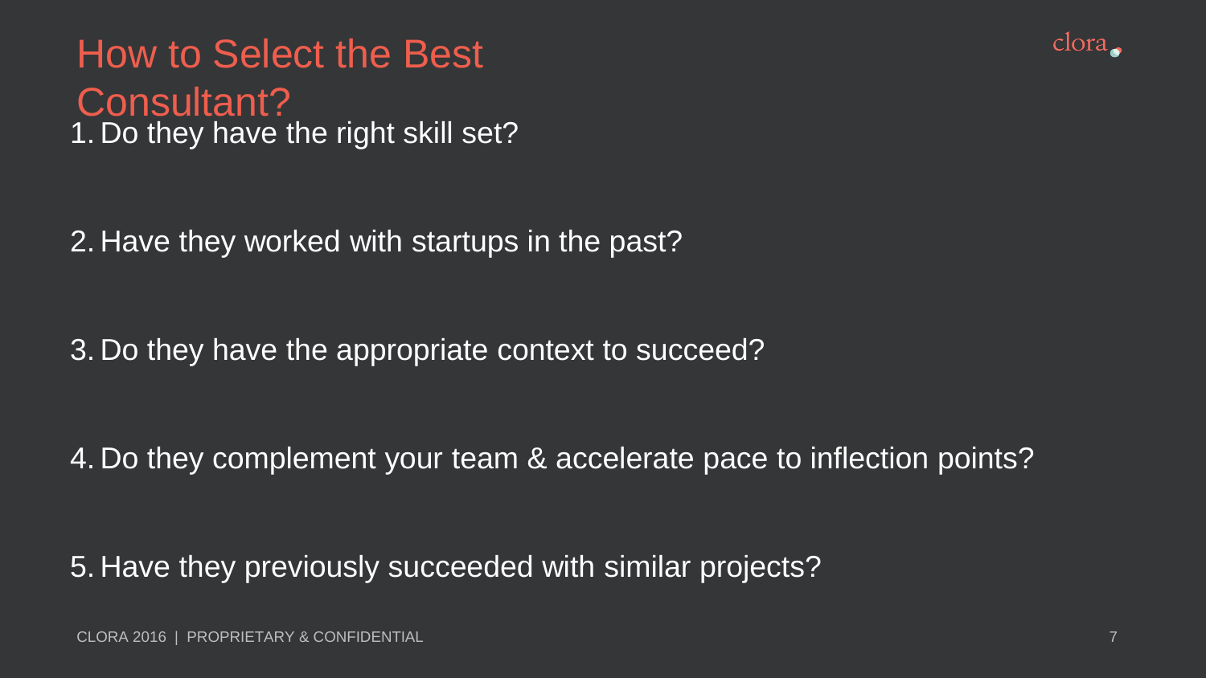# How to Select the Best Consultant?

1. Do they have the right skill set?

2. Have they worked with startups in the past?

3. Do they have the appropriate context to succeed?

4. Do they complement your team & accelerate pace to inflection points?

5. Have they previously succeeded with similar projects?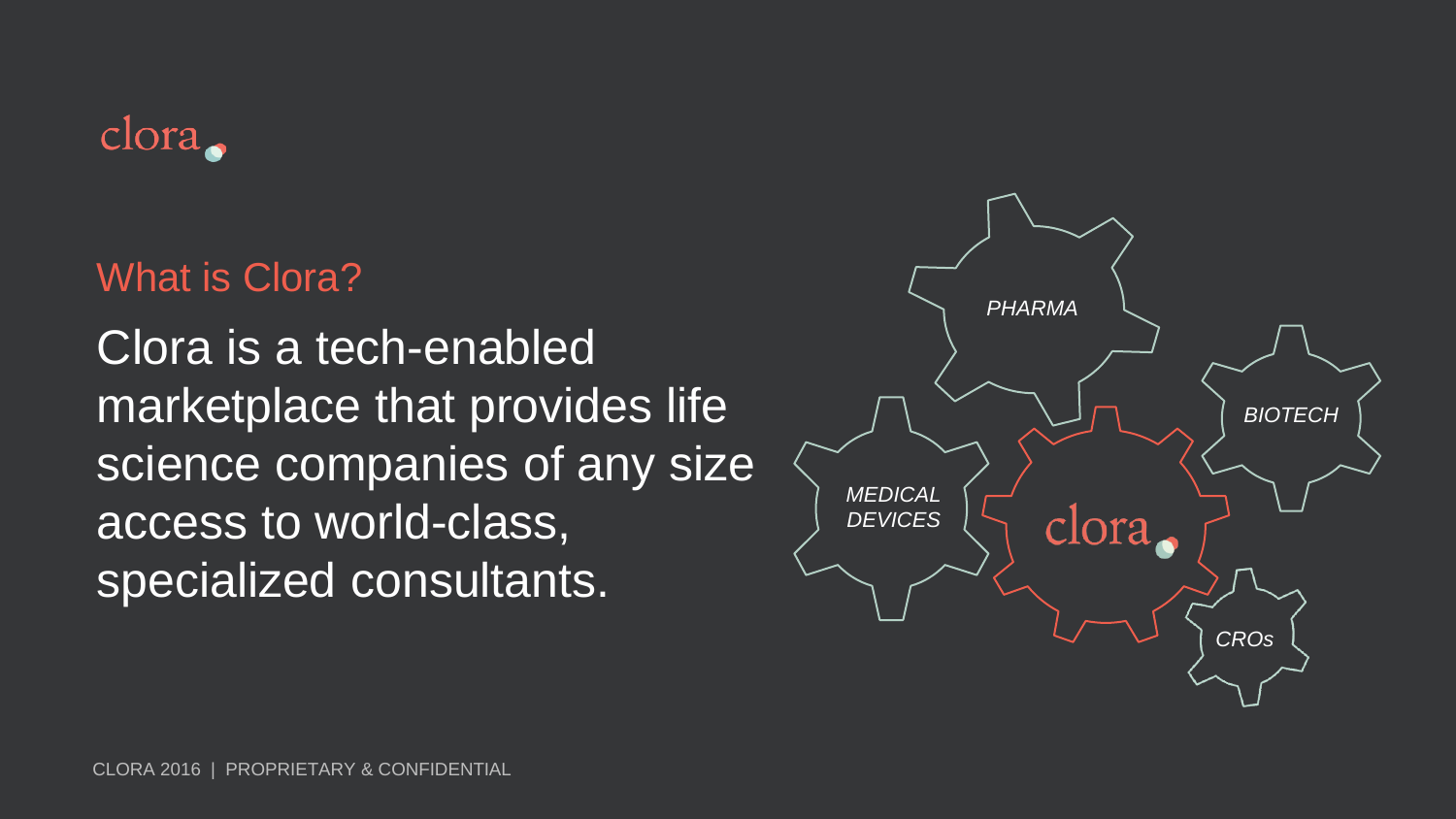clora

## What is Clora?

Clora is a tech-enabled marketplace that provides life science companies of any size access to world-class, specialized consultants.

*PHARMA*

*BIOTECH*

*MEDICAL DEVICES*

clora

*CROs*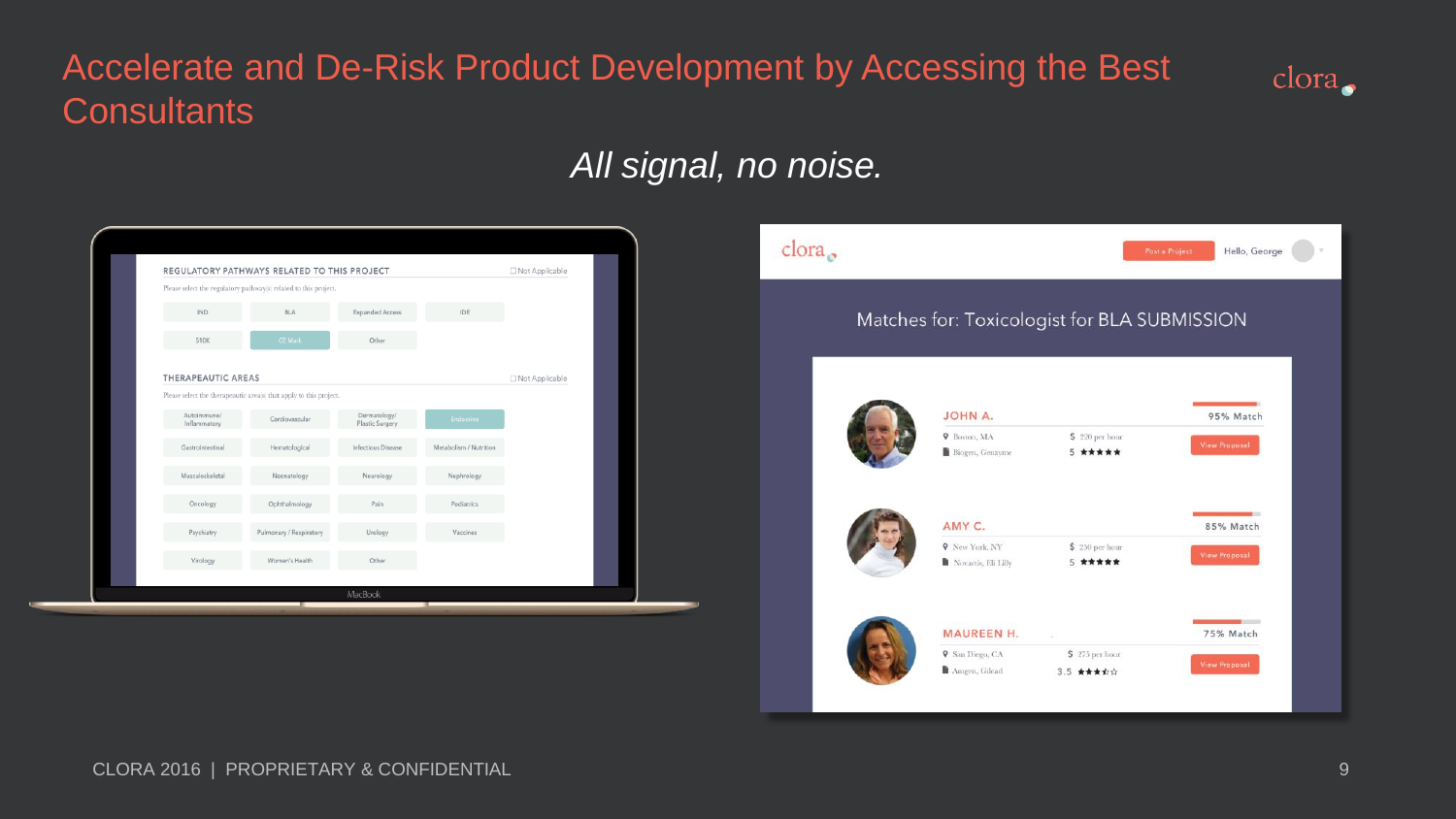# Accelerate and De-Risk Product Development by Accessing the Best Consultants

*All signal, no noise.*

REGULATORY PATHWAYS RELATED TO THIS PROJECT ☐Not Applicable

Please select the regulatory pathway(s) related to this project.

IND | BLA | Expanded Access | IDE
510K | CE Mark | Other

THERAPEAUTIC AREAS ☐Not Applicable

Please select the therapeutic area(s) that apply to this project.

Autoimmune/Inflammatory | Cardiovascular | Dermatology/Plastic Surgery | Endocrine
Gastrointestinal | Hematological | Infectious Disease | Metabolism / Nutrition
Musculoskeletal | Neonatology | Neurology | Nephrology
Oncology | Ophthalmology | Pain | Pediatrics
Psychiatry | Pulmonary / Respiratory | Urology | Vaccines
Virology | Women's Health | Other

MacBook

clora

Post a Project | Hello, George

## Matches for: Toxicologist for BLA SUBMISSION

**JOHN A.** — 95% Match
Boston, MA | $ 220 per hour
Biogen, Genzyme | 5 ★★★★★
View Proposal

**AMY C.** — 85% Match
New York, NY | $ 250 per hour
Novartis, Eli Lilly | 5 ★★★★★
View Proposal

**MAUREEN H.** — 75% Match
San Diego, CA | $ 275 per hour
Amgen, Gilead | 3.5 ★★★½☆
View Proposal

CLORA 2016 | PROPRIETARY & CONFIDENTIAL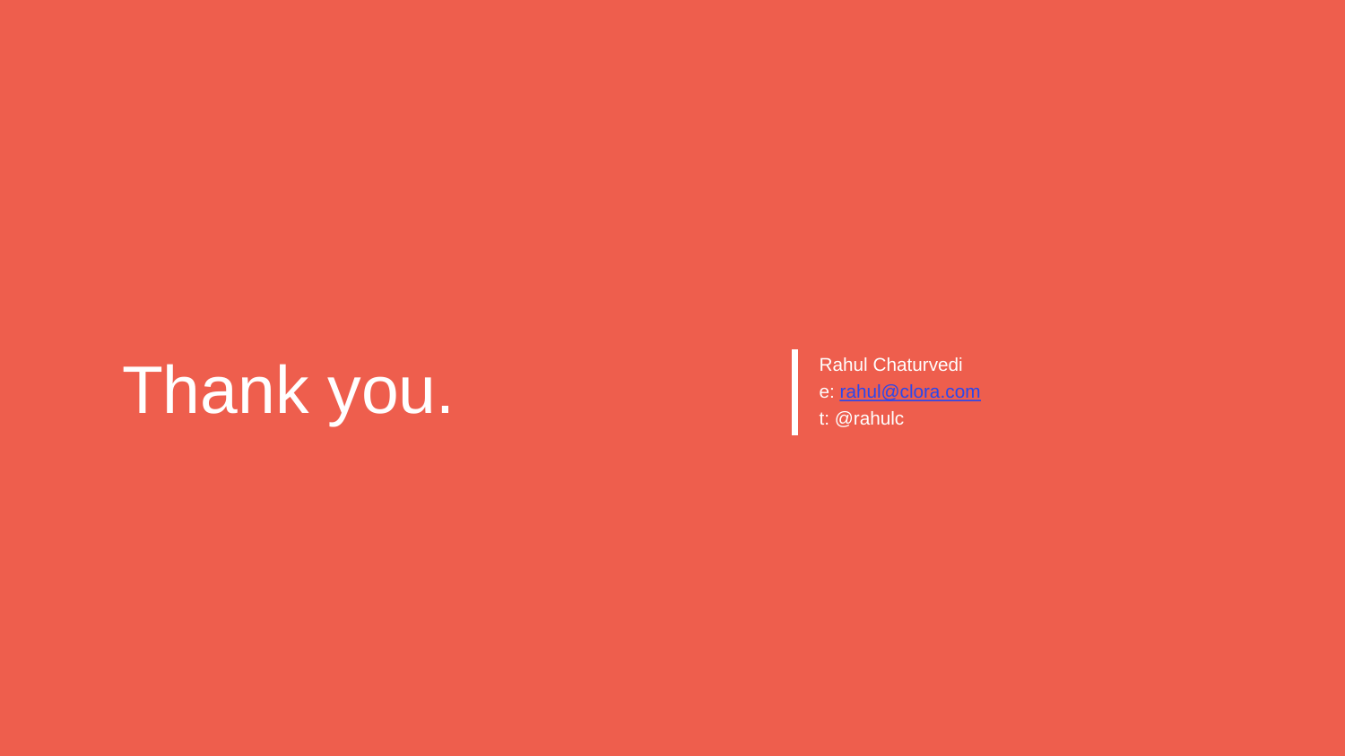# Thank you.

Rahul Chaturvedi
e: rahul@clora.com
t: @rahulc